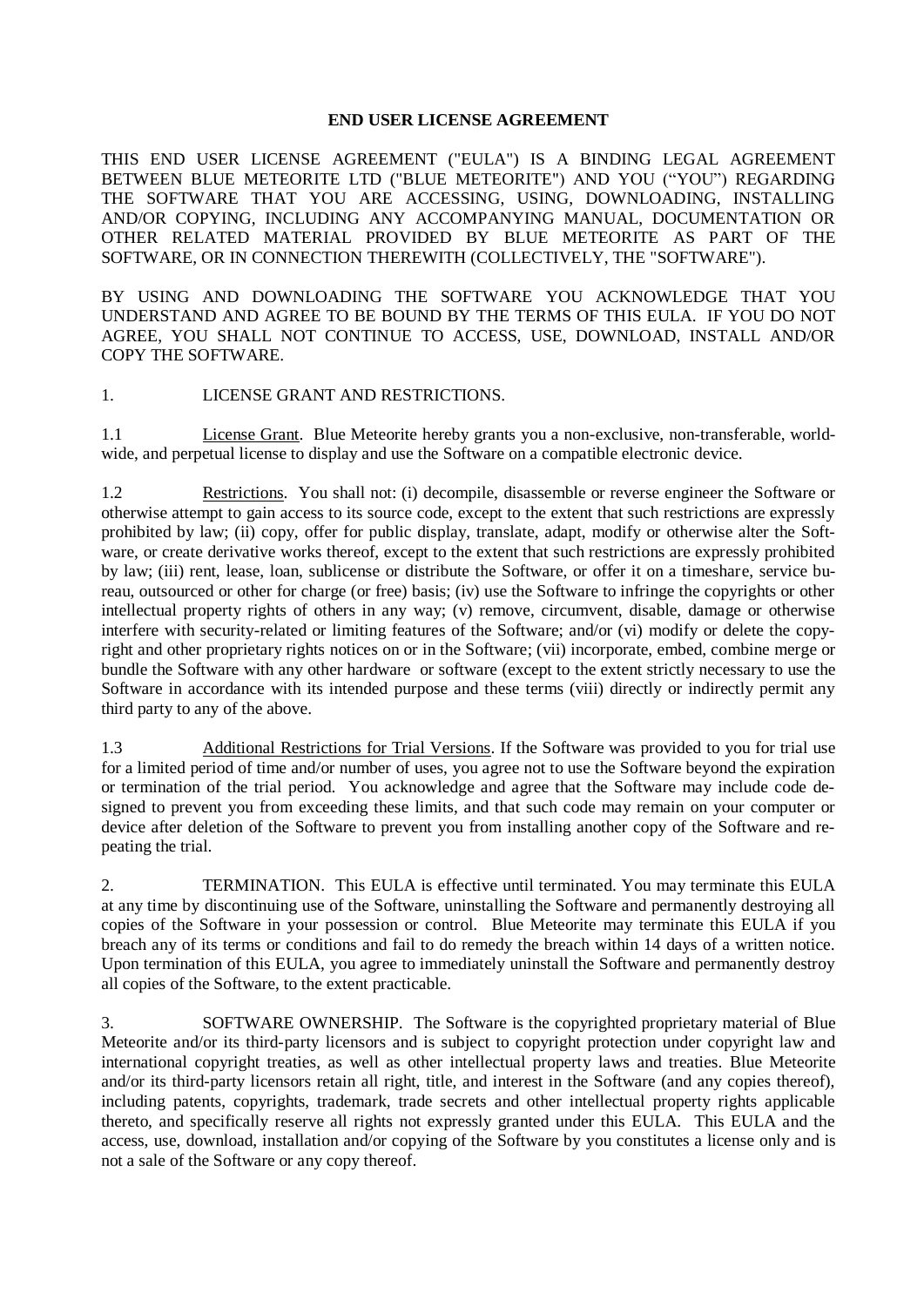**END USER LICENSE AGREEMENT**

THIS END USER LICENSE AGREEMENT ("EULA") IS A BINDING LEGAL AGREEMENT BETWEEN BLUE METEORITE LTD ("BLUE METEORITE") AND YOU ("YOU") REGARDING THE SOFTWARE THAT YOU ARE ACCESSING, USING, DOWNLOADING, INSTALLING AND/OR COPYING, INCLUDING ANY ACCOMPANYING MANUAL, DOCUMENTATION OR OTHER RELATED MATERIAL PROVIDED BY BLUE METEORITE AS PART OF THE SOFTWARE, OR IN CONNECTION THEREWITH (COLLECTIVELY, THE "SOFTWARE").

BY USING AND DOWNLOADING THE SOFTWARE YOU ACKNOWLEDGE THAT YOU UNDERSTAND AND AGREE TO BE BOUND BY THE TERMS OF THIS EULA. IF YOU DO NOT AGREE, YOU SHALL NOT CONTINUE TO ACCESS, USE, DOWNLOAD, INSTALL AND/OR COPY THE SOFTWARE.

1. LICENSE GRANT AND RESTRICTIONS.

1.1 License Grant. Blue Meteorite hereby grants you a non-exclusive, non-transferable, world-wide, and perpetual license to display and use the Software on a compatible electronic device.

1.2 Restrictions. You shall not: (i) decompile, disassemble or reverse engineer the Software or otherwise attempt to gain access to its source code, except to the extent that such restrictions are expressly prohibited by law; (ii) copy, offer for public display, translate, adapt, modify or otherwise alter the Software, or create derivative works thereof, except to the extent that such restrictions are expressly prohibited by law; (iii) rent, lease, loan, sublicense or distribute the Software, or offer it on a timeshare, service bureau, outsourced or other for charge (or free) basis; (iv) use the Software to infringe the copyrights or other intellectual property rights of others in any way; (v) remove, circumvent, disable, damage or otherwise interfere with security-related or limiting features of the Software; and/or (vi) modify or delete the copyright and other proprietary rights notices on or in the Software; (vii) incorporate, embed, combine merge or bundle the Software with any other hardware or software (except to the extent strictly necessary to use the Software in accordance with its intended purpose and these terms (viii) directly or indirectly permit any third party to any of the above.

1.3 Additional Restrictions for Trial Versions. If the Software was provided to you for trial use for a limited period of time and/or number of uses, you agree not to use the Software beyond the expiration or termination of the trial period. You acknowledge and agree that the Software may include code designed to prevent you from exceeding these limits, and that such code may remain on your computer or device after deletion of the Software to prevent you from installing another copy of the Software and repeating the trial.

2. TERMINATION. This EULA is effective until terminated. You may terminate this EULA at any time by discontinuing use of the Software, uninstalling the Software and permanently destroying all copies of the Software in your possession or control. Blue Meteorite may terminate this EULA if you breach any of its terms or conditions and fail to do remedy the breach within 14 days of a written notice. Upon termination of this EULA, you agree to immediately uninstall the Software and permanently destroy all copies of the Software, to the extent practicable.

3. SOFTWARE OWNERSHIP. The Software is the copyrighted proprietary material of Blue Meteorite and/or its third-party licensors and is subject to copyright protection under copyright law and international copyright treaties, as well as other intellectual property laws and treaties. Blue Meteorite and/or its third-party licensors retain all right, title, and interest in the Software (and any copies thereof), including patents, copyrights, trademark, trade secrets and other intellectual property rights applicable thereto, and specifically reserve all rights not expressly granted under this EULA. This EULA and the access, use, download, installation and/or copying of the Software by you constitutes a license only and is not a sale of the Software or any copy thereof.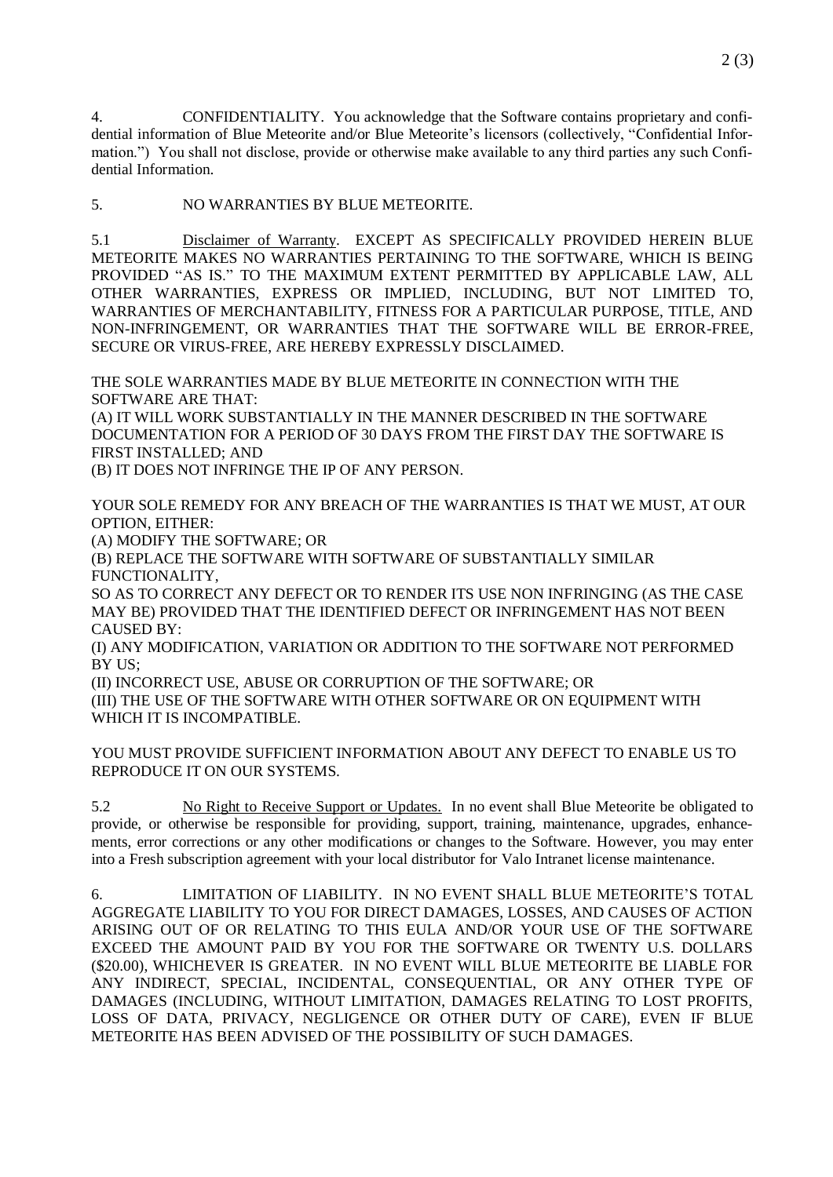4. CONFIDENTIALITY. You acknowledge that the Software contains proprietary and confidential information of Blue Meteorite and/or Blue Meteorite's licensors (collectively, "Confidential Information.") You shall not disclose, provide or otherwise make available to any third parties any such Confidential Information.

5. NO WARRANTIES BY BLUE METEORITE.

5.1 Disclaimer of Warranty. EXCEPT AS SPECIFICALLY PROVIDED HEREIN BLUE METEORITE MAKES NO WARRANTIES PERTAINING TO THE SOFTWARE, WHICH IS BEING PROVIDED "AS IS." TO THE MAXIMUM EXTENT PERMITTED BY APPLICABLE LAW, ALL OTHER WARRANTIES, EXPRESS OR IMPLIED, INCLUDING, BUT NOT LIMITED TO, WARRANTIES OF MERCHANTABILITY, FITNESS FOR A PARTICULAR PURPOSE, TITLE, AND NON-INFRINGEMENT, OR WARRANTIES THAT THE SOFTWARE WILL BE ERROR-FREE, SECURE OR VIRUS-FREE, ARE HEREBY EXPRESSLY DISCLAIMED.

THE SOLE WARRANTIES MADE BY BLUE METEORITE IN CONNECTION WITH THE SOFTWARE ARE THAT:
(A) IT WILL WORK SUBSTANTIALLY IN THE MANNER DESCRIBED IN THE SOFTWARE DOCUMENTATION FOR A PERIOD OF 30 DAYS FROM THE FIRST DAY THE SOFTWARE IS FIRST INSTALLED; AND
(B) IT DOES NOT INFRINGE THE IP OF ANY PERSON.

YOUR SOLE REMEDY FOR ANY BREACH OF THE WARRANTIES IS THAT WE MUST, AT OUR OPTION, EITHER:
(A) MODIFY THE SOFTWARE; OR
(B) REPLACE THE SOFTWARE WITH SOFTWARE OF SUBSTANTIALLY SIMILAR FUNCTIONALITY,
SO AS TO CORRECT ANY DEFECT OR TO RENDER ITS USE NON INFRINGING (AS THE CASE MAY BE) PROVIDED THAT THE IDENTIFIED DEFECT OR INFRINGEMENT HAS NOT BEEN CAUSED BY:
(I) ANY MODIFICATION, VARIATION OR ADDITION TO THE SOFTWARE NOT PERFORMED BY US;
(II) INCORRECT USE, ABUSE OR CORRUPTION OF THE SOFTWARE; OR
(III) THE USE OF THE SOFTWARE WITH OTHER SOFTWARE OR ON EQUIPMENT WITH WHICH IT IS INCOMPATIBLE.

YOU MUST PROVIDE SUFFICIENT INFORMATION ABOUT ANY DEFECT TO ENABLE US TO REPRODUCE IT ON OUR SYSTEMS.

5.2 No Right to Receive Support or Updates. In no event shall Blue Meteorite be obligated to provide, or otherwise be responsible for providing, support, training, maintenance, upgrades, enhancements, error corrections or any other modifications or changes to the Software. However, you may enter into a Fresh subscription agreement with your local distributor for Valo Intranet license maintenance.

6. LIMITATION OF LIABILITY. IN NO EVENT SHALL BLUE METEORITE'S TOTAL AGGREGATE LIABILITY TO YOU FOR DIRECT DAMAGES, LOSSES, AND CAUSES OF ACTION ARISING OUT OF OR RELATING TO THIS EULA AND/OR YOUR USE OF THE SOFTWARE EXCEED THE AMOUNT PAID BY YOU FOR THE SOFTWARE OR TWENTY U.S. DOLLARS ($20.00), WHICHEVER IS GREATER. IN NO EVENT WILL BLUE METEORITE BE LIABLE FOR ANY INDIRECT, SPECIAL, INCIDENTAL, CONSEQUENTIAL, OR ANY OTHER TYPE OF DAMAGES (INCLUDING, WITHOUT LIMITATION, DAMAGES RELATING TO LOST PROFITS, LOSS OF DATA, PRIVACY, NEGLIGENCE OR OTHER DUTY OF CARE), EVEN IF BLUE METEORITE HAS BEEN ADVISED OF THE POSSIBILITY OF SUCH DAMAGES.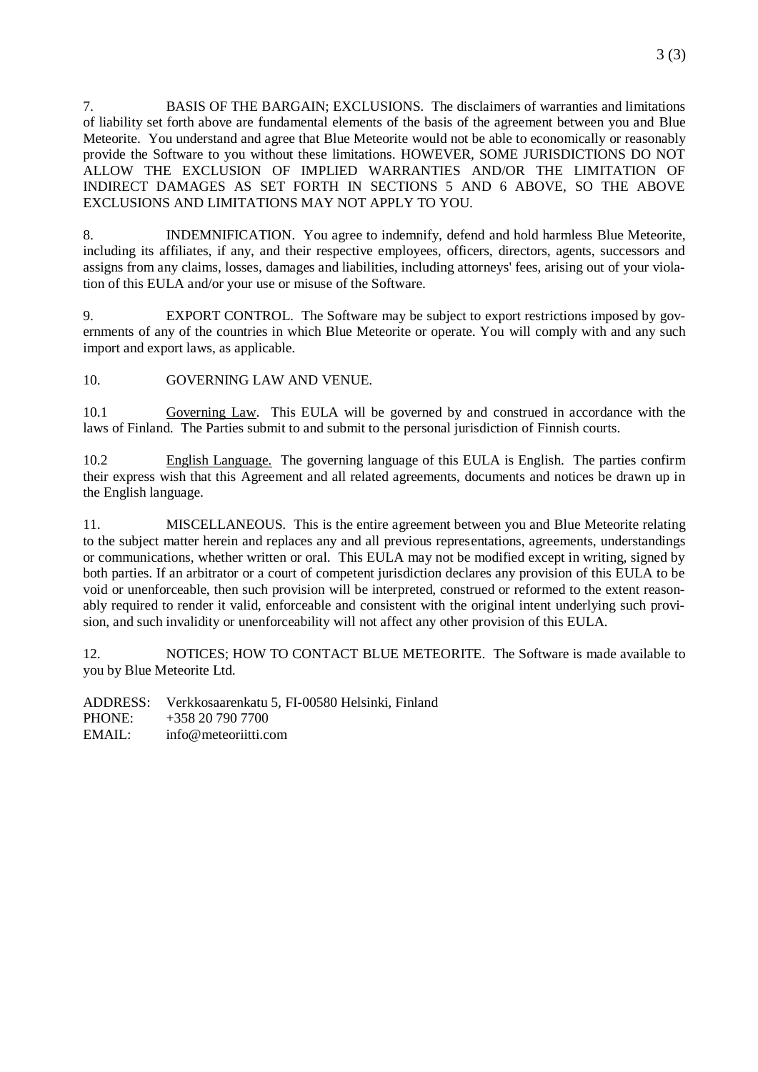7. BASIS OF THE BARGAIN; EXCLUSIONS. The disclaimers of warranties and limitations of liability set forth above are fundamental elements of the basis of the agreement between you and Blue Meteorite. You understand and agree that Blue Meteorite would not be able to economically or reasonably provide the Software to you without these limitations. HOWEVER, SOME JURISDICTIONS DO NOT ALLOW THE EXCLUSION OF IMPLIED WARRANTIES AND/OR THE LIMITATION OF INDIRECT DAMAGES AS SET FORTH IN SECTIONS 5 AND 6 ABOVE, SO THE ABOVE EXCLUSIONS AND LIMITATIONS MAY NOT APPLY TO YOU.

8. INDEMNIFICATION. You agree to indemnify, defend and hold harmless Blue Meteorite, including its affiliates, if any, and their respective employees, officers, directors, agents, successors and assigns from any claims, losses, damages and liabilities, including attorneys' fees, arising out of your violation of this EULA and/or your use or misuse of the Software.

9. EXPORT CONTROL. The Software may be subject to export restrictions imposed by governments of any of the countries in which Blue Meteorite or operate. You will comply with and any such import and export laws, as applicable.

10. GOVERNING LAW AND VENUE.

10.1 Governing Law. This EULA will be governed by and construed in accordance with the laws of Finland. The Parties submit to and submit to the personal jurisdiction of Finnish courts.

10.2 English Language. The governing language of this EULA is English. The parties confirm their express wish that this Agreement and all related agreements, documents and notices be drawn up in the English language.

11. MISCELLANEOUS. This is the entire agreement between you and Blue Meteorite relating to the subject matter herein and replaces any and all previous representations, agreements, understandings or communications, whether written or oral. This EULA may not be modified except in writing, signed by both parties. If an arbitrator or a court of competent jurisdiction declares any provision of this EULA to be void or unenforceable, then such provision will be interpreted, construed or reformed to the extent reasonably required to render it valid, enforceable and consistent with the original intent underlying such provision, and such invalidity or unenforceability will not affect any other provision of this EULA.

12. NOTICES; HOW TO CONTACT BLUE METEORITE. The Software is made available to you by Blue Meteorite Ltd.

ADDRESS: Verkkosaarenkatu 5, FI-00580 Helsinki, Finland
PHONE: +358 20 790 7700
EMAIL: info@meteoriitti.com